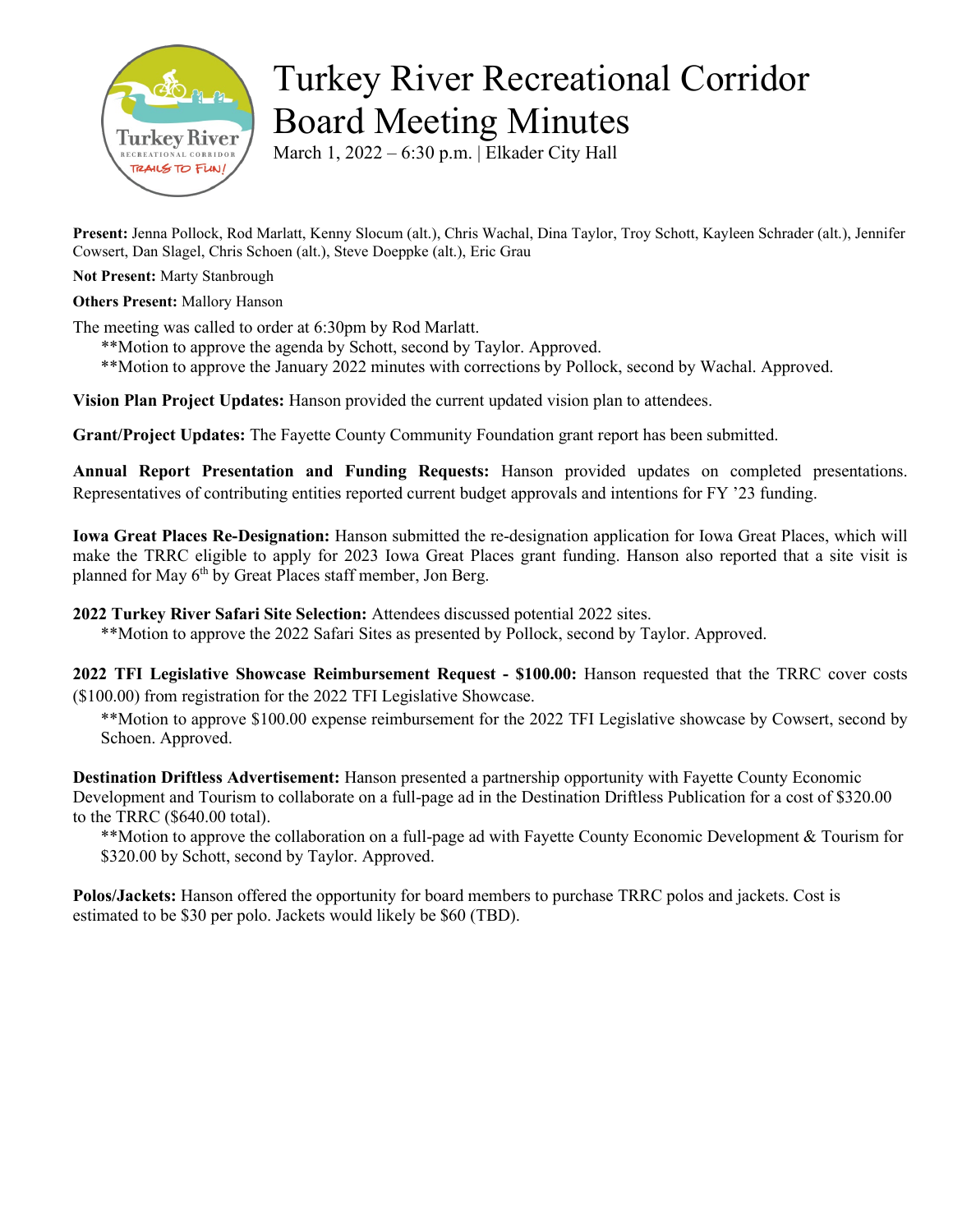# Turkey River Recreational Corridor Board Meeting Minutes

March 1, 2022 – 6:30 p.m. | Elkader City Hall

**Present:** Jenna Pollock, Rod Marlatt, Kenny Slocum (alt.), Chris Wachal, Dina Taylor, Troy Schott, Kayleen Schrader (alt.), Jennifer Cowsert, Dan Slagel, Chris Schoen (alt.), Steve Doeppke (alt.), Eric Grau

**Not Present:** Marty Stanbrough

**Others Present:** Mallory Hanson

The meeting was called to order at 6:30pm by Rod Marlatt.

**Motion to approve the agenda by Schott, second by Taylor. Approved.

**Motion to approve the January 2022 minutes with corrections by Pollock, second by Wachal. Approved.

**Vision Plan Project Updates:** Hanson provided the current updated vision plan to attendees.

**Grant/Project Updates:** The Fayette County Community Foundation grant report has been submitted.

**Annual Report Presentation and Funding Requests:** Hanson provided updates on completed presentations. Representatives of contributing entities reported current budget approvals and intentions for FY '23 funding.

**Iowa Great Places Re-Designation:** Hanson submitted the re-designation application for Iowa Great Places, which will make the TRRC eligible to apply for 2023 Iowa Great Places grant funding. Hanson also reported that a site visit is planned for May 6th by Great Places staff member, Jon Berg.

**2022 Turkey River Safari Site Selection:** Attendees discussed potential 2022 sites.

**Motion to approve the 2022 Safari Sites as presented by Pollock, second by Taylor. Approved.

**2022 TFI Legislative Showcase Reimbursement Request - $100.00:** Hanson requested that the TRRC cover costs ($100.00) from registration for the 2022 TFI Legislative Showcase.

**Motion to approve $100.00 expense reimbursement for the 2022 TFI Legislative showcase by Cowsert, second by Schoen. Approved.

**Destination Driftless Advertisement:** Hanson presented a partnership opportunity with Fayette County Economic Development and Tourism to collaborate on a full-page ad in the Destination Driftless Publication for a cost of $320.00 to the TRRC ($640.00 total).

**Motion to approve the collaboration on a full-page ad with Fayette County Economic Development & Tourism for $320.00 by Schott, second by Taylor. Approved.

**Polos/Jackets:** Hanson offered the opportunity for board members to purchase TRRC polos and jackets. Cost is estimated to be $30 per polo. Jackets would likely be $60 (TBD).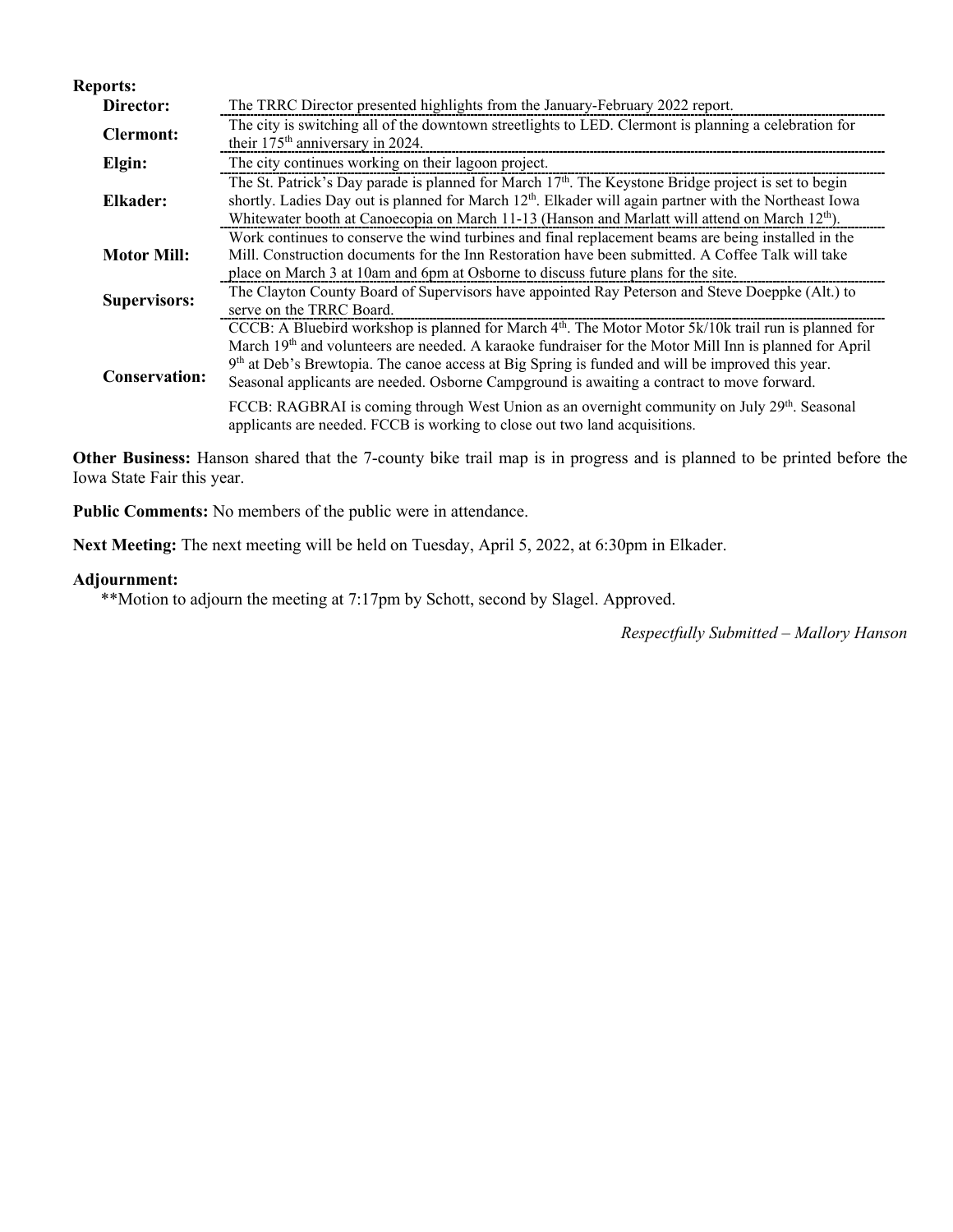**Reports:**

| | |
|---|---|
| **Director:** | The TRRC Director presented highlights from the January-February 2022 report. |
| **Clermont:** | The city is switching all of the downtown streetlights to LED. Clermont is planning a celebration for their 175th anniversary in 2024. |
| **Elgin:** | The city continues working on their lagoon project. |
| **Elkader:** | The St. Patrick's Day parade is planned for March 17th. The Keystone Bridge project is set to begin shortly. Ladies Day out is planned for March 12th. Elkader will again partner with the Northeast Iowa Whitewater booth at Canoecopia on March 11-13 (Hanson and Marlatt will attend on March 12th). |
| **Motor Mill:** | Work continues to conserve the wind turbines and final replacement beams are being installed in the Mill. Construction documents for the Inn Restoration have been submitted. A Coffee Talk will take place on March 3 at 10am and 6pm at Osborne to discuss future plans for the site. |
| **Supervisors:** | The Clayton County Board of Supervisors have appointed Ray Peterson and Steve Doeppke (Alt.) to serve on the TRRC Board. |
| **Conservation:** | CCCB: A Bluebird workshop is planned for March 4th. The Motor Motor 5k/10k trail run is planned for March 19th and volunteers are needed. A karaoke fundraiser for the Motor Mill Inn is planned for April 9th at Deb's Brewtopia. The canoe access at Big Spring is funded and will be improved this year. Seasonal applicants are needed. Osborne Campground is awaiting a contract to move forward.<br><br>FCCB: RAGBRAI is coming through West Union as an overnight community on July 29th. Seasonal applicants are needed. FCCB is working to close out two land acquisitions. |

**Other Business:** Hanson shared that the 7-county bike trail map is in progress and is planned to be printed before the Iowa State Fair this year.

**Public Comments:** No members of the public were in attendance.

**Next Meeting:** The next meeting will be held on Tuesday, April 5, 2022, at 6:30pm in Elkader.

**Adjournment:**

**Motion to adjourn the meeting at 7:17pm by Schott, second by Slagel. Approved.

*Respectfully Submitted – Mallory Hanson*